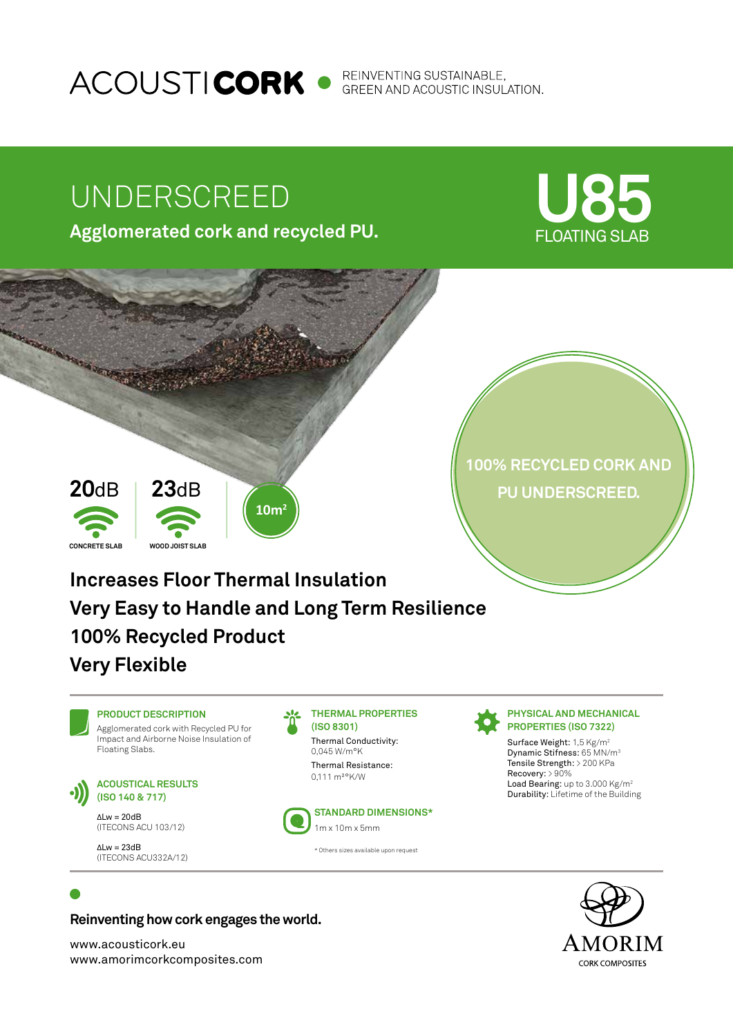ACOUSTICORK • REINVENTING SUSTAINABLE, GREEN AND ACOUSTIC INSULATION.

# UNDERSCREED

**Agglomerated cork and recycled PU.**

# U85

FLOATING SLAB

100% RECYCLED CORK AND PU UNDERSCREED.

**20**dB — CONCRETE SLAB

**23**dB — WOOD JOIST SLAB

**10m²**

## Increases Floor Thermal Insulation
## Very Easy to Handle and Long Term Resilience
## 100% Recycled Product
## Very Flexible

### PRODUCT DESCRIPTION

Agglomerated cork with Recycled PU for Impact and Airborne Noise Insulation of Floating Slabs.

### ACOUSTICAL RESULTS (ISO 140 & 717)

$\Delta Lw$ = 20dB
(ITECONS ACU 103/12)

$\Delta Lw$ = 23dB
(ITECONS ACU332A/12)

### THERMAL PROPERTIES (ISO 8301)

Thermal Conductivity:
0,045 W/m°K

Thermal Resistance:
0,111 m²°K/W

### STANDARD DIMENSIONS*

1m x 10m x 5mm

\* Others sizes available upon request

### PHYSICAL AND MECHANICAL PROPERTIES (ISO 7322)

Surface Weight: 1,5 Kg/m²
Dynamic Stifness: 65 MN/m³
Tensile Strength: > 200 KPa
Recovery: > 90%
Load Bearing: up to 3.000 Kg/m²
Durability: Lifetime of the Building

**Reinventing how cork engages the world.**

www.acousticork.eu
www.amorimcorkcomposites.com

AMORIM
CORK COMPOSITES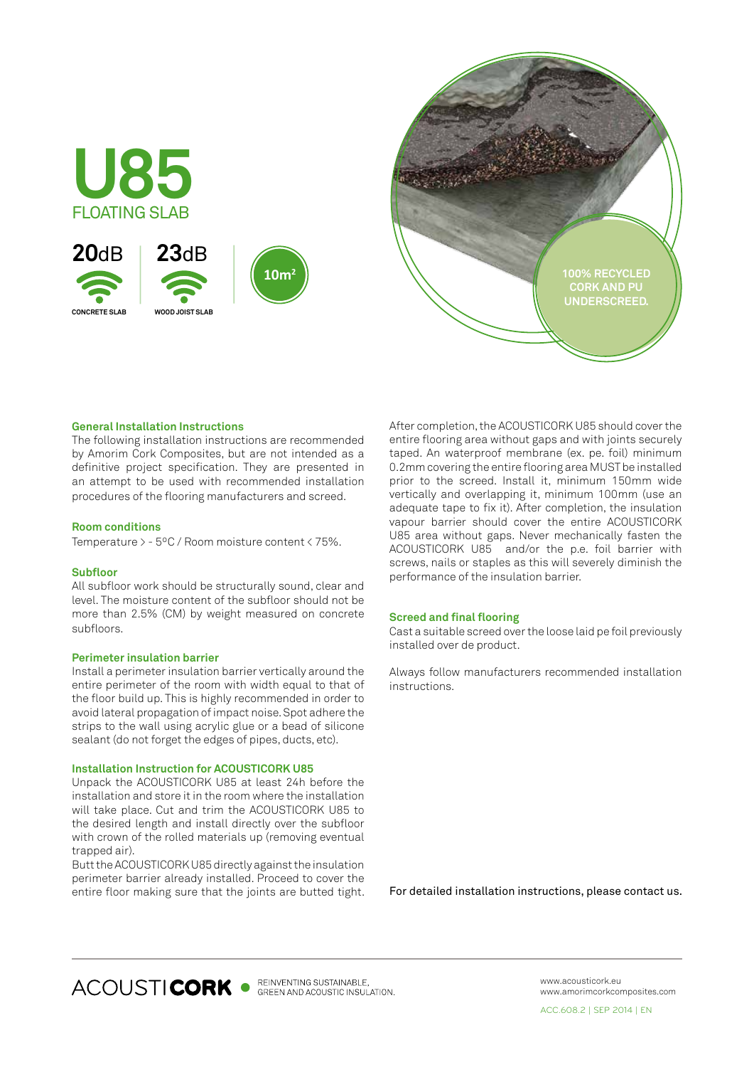# U85

## FLOATING SLAB

**20**dB
CONCRETE SLAB

**23**dB
WOOD JOIST SLAB

**10m²**

100% RECYCLED CORK AND PU UNDERSCREED.

### General Installation Instructions

The following installation instructions are recommended by Amorim Cork Composites, but are not intended as a definitive project specification. They are presented in an attempt to be used with recommended installation procedures of the flooring manufacturers and screed.

### Room conditions

Temperature > - 5ºC / Room moisture content < 75%.

### Subfloor

All subfloor work should be structurally sound, clear and level. The moisture content of the subfloor should not be more than 2.5% (CM) by weight measured on concrete subfloors.

### Perimeter insulation barrier

Install a perimeter insulation barrier vertically around the entire perimeter of the room with width equal to that of the floor build up. This is highly recommended in order to avoid lateral propagation of impact noise. Spot adhere the strips to the wall using acrylic glue or a bead of silicone sealant (do not forget the edges of pipes, ducts, etc).

### Installation Instruction for ACOUSTICORK U85

Unpack the ACOUSTICORK U85 at least 24h before the installation and store it in the room where the installation will take place. Cut and trim the ACOUSTICORK U85 to the desired length and install directly over the subfloor with crown of the rolled materials up (removing eventual trapped air).

Butt the ACOUSTICORK U85 directly against the insulation perimeter barrier already installed. Proceed to cover the entire floor making sure that the joints are butted tight.

After completion, the ACOUSTICORK U85 should cover the entire flooring area without gaps and with joints securely taped. An waterproof membrane (ex. pe. foil) minimum 0.2mm covering the entire flooring area MUST be installed prior to the screed. Install it, minimum 150mm wide vertically and overlapping it, minimum 100mm (use an adequate tape to fix it). After completion, the insulation vapour barrier should cover the entire ACOUSTICORK U85 area without gaps. Never mechanically fasten the ACOUSTICORK U85 and/or the p.e. foil barrier with screws, nails or staples as this will severely diminish the performance of the insulation barrier.

### Screed and final flooring

Cast a suitable screed over the loose laid pe foil previously installed over de product.

Always follow manufacturers recommended installation instructions.

For detailed installation instructions, please contact us.

ACOUSTICORK • REINVENTING SUSTAINABLE, GREEN AND ACOUSTIC INSULATION.

www.acousticork.eu
www.amorimcorkcomposites.com

ACC.608.2 | SEP 2014 | EN